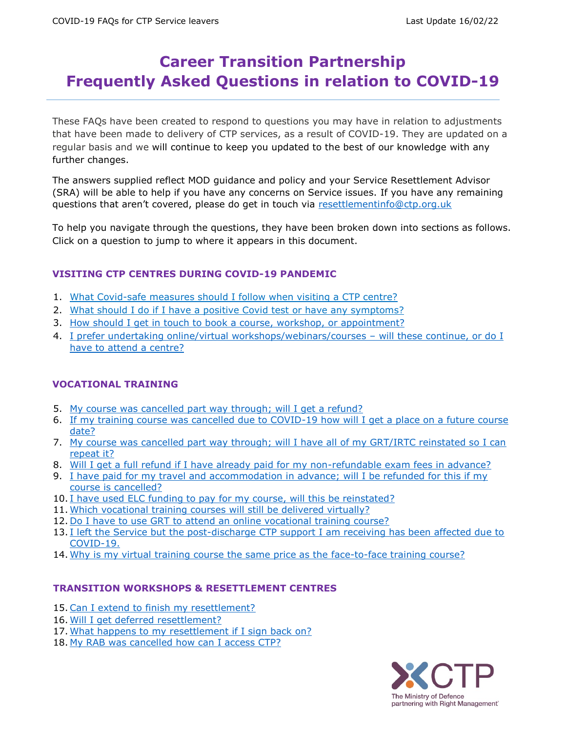# Career Transition Partnership
# Frequently Asked Questions in relation to COVID-19

These FAQs have been created to respond to questions you may have in relation to adjustments that have been made to delivery of CTP services, as a result of COVID-19. They are updated on a regular basis and we will continue to keep you updated to the best of our knowledge with any further changes.

The answers supplied reflect MOD guidance and policy and your Service Resettlement Advisor (SRA) will be able to help if you have any concerns on Service issues. If you have any remaining questions that aren't covered, please do get in touch via resettlementinfo@ctp.org.uk

To help you navigate through the questions, they have been broken down into sections as follows. Click on a question to jump to where it appears in this document.

### VISITING CTP CENTRES DURING COVID-19 PANDEMIC

1. What Covid-safe measures should I follow when visiting a CTP centre?
2. What should I do if I have a positive Covid test or have any symptoms?
3. How should I get in touch to book a course, workshop, or appointment?
4. I prefer undertaking online/virtual workshops/webinars/courses – will these continue, or do I have to attend a centre?

### VOCATIONAL TRAINING

5. My course was cancelled part way through; will I get a refund?
6. If my training course was cancelled due to COVID-19 how will I get a place on a future course date?
7. My course was cancelled part way through; will I have all of my GRT/IRTC reinstated so I can repeat it?
8. Will I get a full refund if I have already paid for my non-refundable exam fees in advance?
9. I have paid for my travel and accommodation in advance; will I be refunded for this if my course is cancelled?
10. I have used ELC funding to pay for my course, will this be reinstated?
11. Which vocational training courses will still be delivered virtually?
12. Do I have to use GRT to attend an online vocational training course?
13. I left the Service but the post-discharge CTP support I am receiving has been affected due to COVID-19.
14. Why is my virtual training course the same price as the face-to-face training course?

### TRANSITION WORKSHOPS & RESETTLEMENT CENTRES

15. Can I extend to finish my resettlement?
16. Will I get deferred resettlement?
17. What happens to my resettlement if I sign back on?
18. My RAB was cancelled how can I access CTP?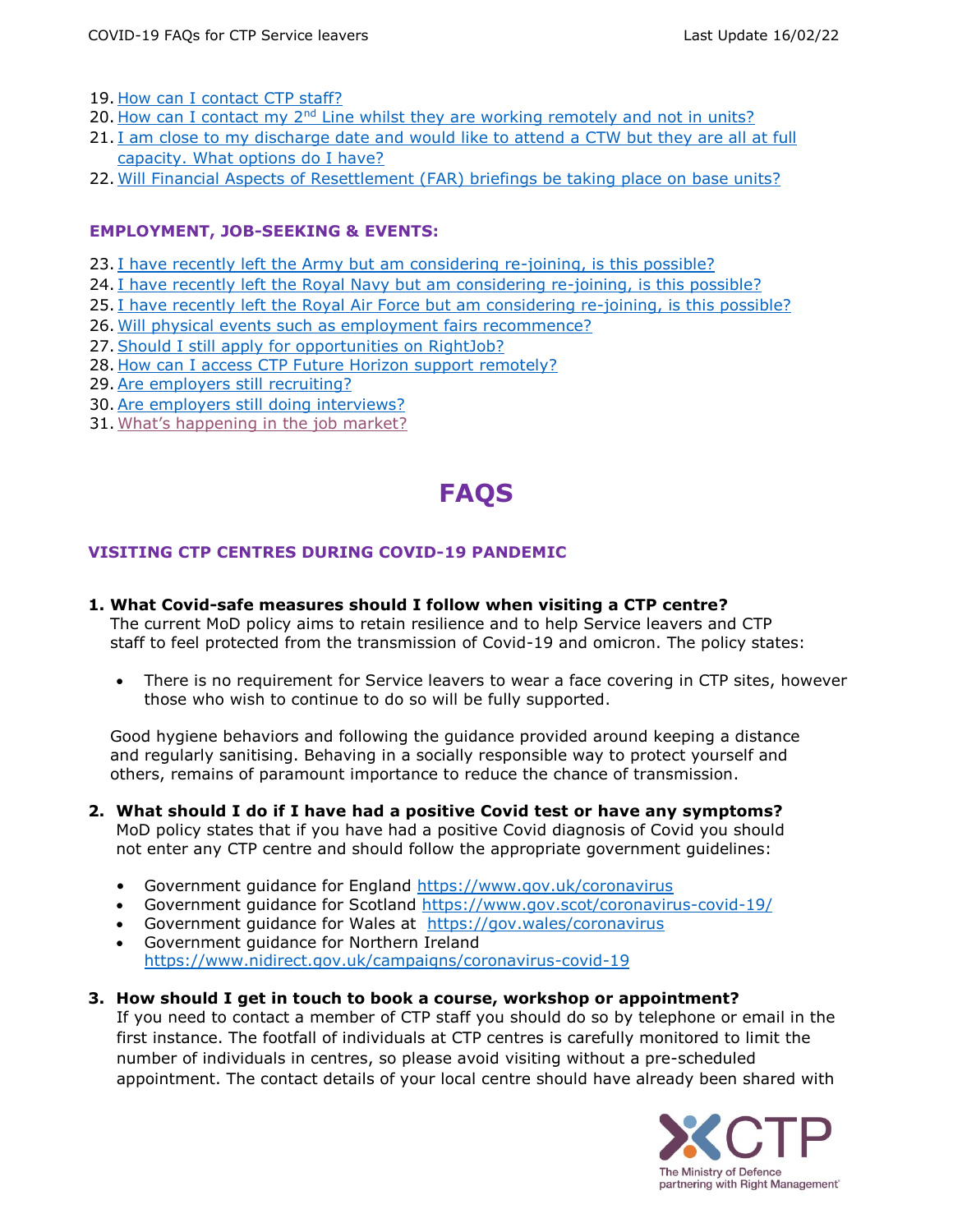19. How can I contact CTP staff?
20. How can I contact my 2nd Line whilst they are working remotely and not in units?
21. I am close to my discharge date and would like to attend a CTW but they are all at full capacity. What options do I have?
22. Will Financial Aspects of Resettlement (FAR) briefings be taking place on base units?

### EMPLOYMENT, JOB-SEEKING & EVENTS:

23. I have recently left the Army but am considering re-joining, is this possible?
24. I have recently left the Royal Navy but am considering re-joining, is this possible?
25. I have recently left the Royal Air Force but am considering re-joining, is this possible?
26. Will physical events such as employment fairs recommence?
27. Should I still apply for opportunities on RightJob?
28. How can I access CTP Future Horizon support remotely?
29. Are employers still recruiting?
30. Are employers still doing interviews?
31. What's happening in the job market?

# FAQS

### VISITING CTP CENTRES DURING COVID-19 PANDEMIC

**1. What Covid-safe measures should I follow when visiting a CTP centre?**

The current MoD policy aims to retain resilience and to help Service leavers and CTP staff to feel protected from the transmission of Covid-19 and omicron. The policy states:

- There is no requirement for Service leavers to wear a face covering in CTP sites, however those who wish to continue to do so will be fully supported.

Good hygiene behaviors and following the guidance provided around keeping a distance and regularly sanitising. Behaving in a socially responsible way to protect yourself and others, remains of paramount importance to reduce the chance of transmission.

**2. What should I do if I have had a positive Covid test or have any symptoms?**

MoD policy states that if you have had a positive Covid diagnosis of Covid you should not enter any CTP centre and should follow the appropriate government guidelines:

- Government guidance for England https://www.gov.uk/coronavirus
- Government guidance for Scotland https://www.gov.scot/coronavirus-covid-19/
- Government guidance for Wales at https://gov.wales/coronavirus
- Government guidance for Northern Ireland https://www.nidirect.gov.uk/campaigns/coronavirus-covid-19

**3. How should I get in touch to book a course, workshop or appointment?**

If you need to contact a member of CTP staff you should do so by telephone or email in the first instance. The footfall of individuals at CTP centres is carefully monitored to limit the number of individuals in centres, so please avoid visiting without a pre-scheduled appointment. The contact details of your local centre should have already been shared with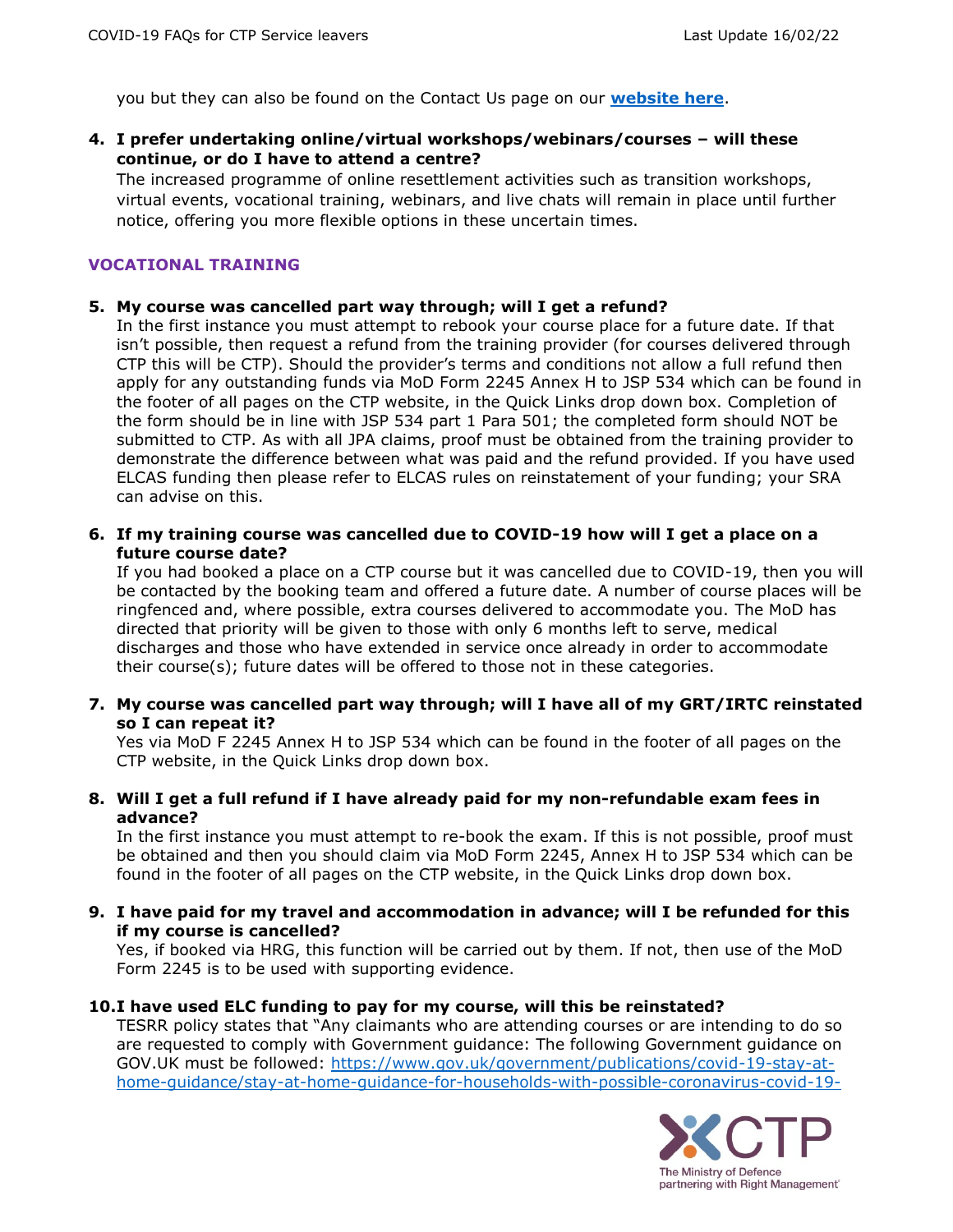you but they can also be found on the Contact Us page on our **[website here](#)**.

4. **I prefer undertaking online/virtual workshops/webinars/courses – will these continue, or do I have to attend a centre?**
   The increased programme of online resettlement activities such as transition workshops, virtual events, vocational training, webinars, and live chats will remain in place until further notice, offering you more flexible options in these uncertain times.

## VOCATIONAL TRAINING

5. **My course was cancelled part way through; will I get a refund?**
   In the first instance you must attempt to rebook your course place for a future date. If that isn't possible, then request a refund from the training provider (for courses delivered through CTP this will be CTP). Should the provider's terms and conditions not allow a full refund then apply for any outstanding funds via MoD Form 2245 Annex H to JSP 534 which can be found in the footer of all pages on the CTP website, in the Quick Links drop down box. Completion of the form should be in line with JSP 534 part 1 Para 501; the completed form should NOT be submitted to CTP. As with all JPA claims, proof must be obtained from the training provider to demonstrate the difference between what was paid and the refund provided. If you have used ELCAS funding then please refer to ELCAS rules on reinstatement of your funding; your SRA can advise on this.

6. **If my training course was cancelled due to COVID-19 how will I get a place on a future course date?**
   If you had booked a place on a CTP course but it was cancelled due to COVID-19, then you will be contacted by the booking team and offered a future date. A number of course places will be ringfenced and, where possible, extra courses delivered to accommodate you. The MoD has directed that priority will be given to those with only 6 months left to serve, medical discharges and those who have extended in service once already in order to accommodate their course(s); future dates will be offered to those not in these categories.

7. **My course was cancelled part way through; will I have all of my GRT/IRTC reinstated so I can repeat it?**
   Yes via MoD F 2245 Annex H to JSP 534 which can be found in the footer of all pages on the CTP website, in the Quick Links drop down box.

8. **Will I get a full refund if I have already paid for my non-refundable exam fees in advance?**
   In the first instance you must attempt to re-book the exam. If this is not possible, proof must be obtained and then you should claim via MoD Form 2245, Annex H to JSP 534 which can be found in the footer of all pages on the CTP website, in the Quick Links drop down box.

9. **I have paid for my travel and accommodation in advance; will I be refunded for this if my course is cancelled?**
   Yes, if booked via HRG, this function will be carried out by them. If not, then use of the MoD Form 2245 is to be used with supporting evidence.

10. **I have used ELC funding to pay for my course, will this be reinstated?**
    TESRR policy states that "Any claimants who are attending courses or are intending to do so are requested to comply with Government guidance: The following Government guidance on GOV.UK must be followed: [https://www.gov.uk/government/publications/covid-19-stay-at-home-guidance/stay-at-home-guidance-for-households-with-possible-coronavirus-covid-19-](https://www.gov.uk/government/publications/covid-19-stay-at-home-guidance/stay-at-home-guidance-for-households-with-possible-coronavirus-covid-19-)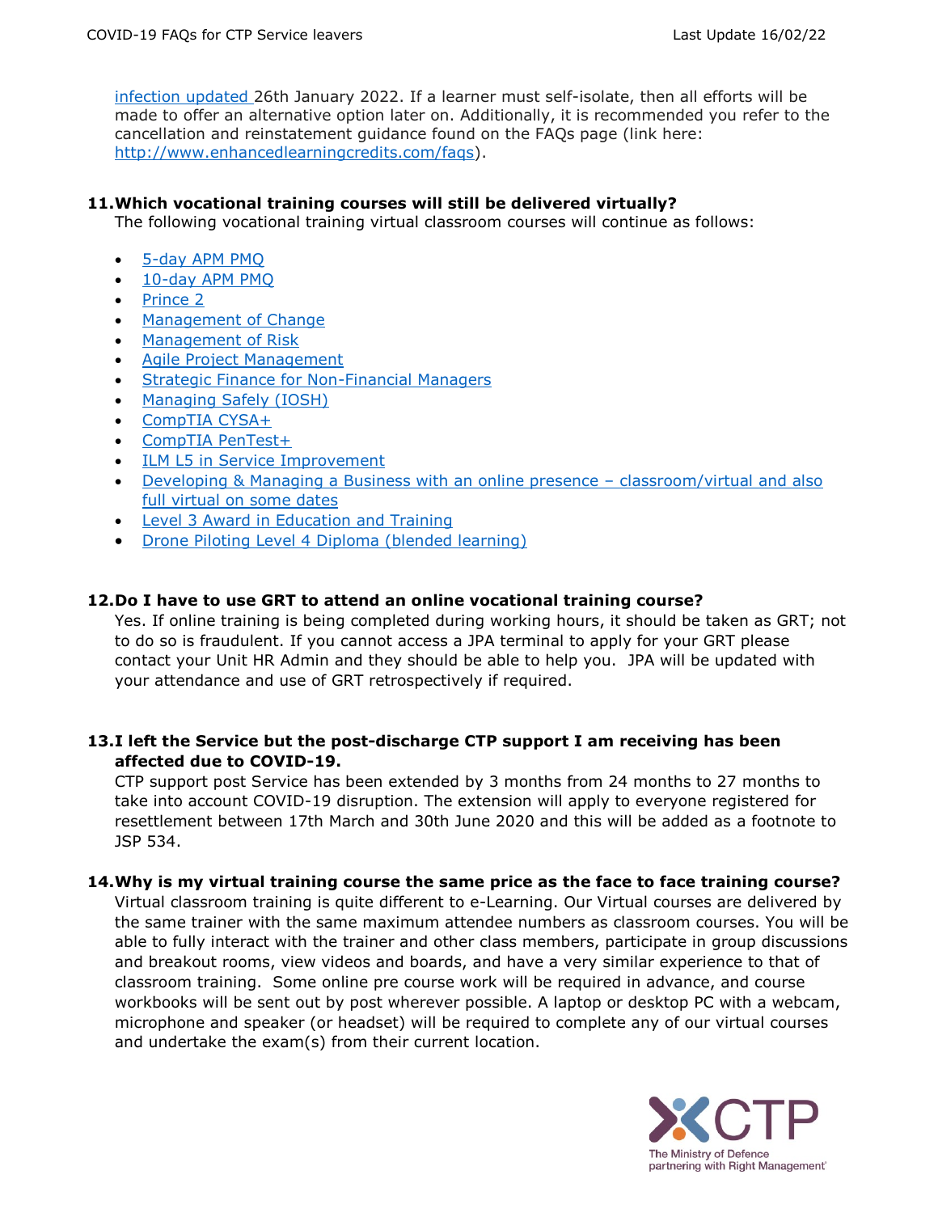infection updated 26th January 2022. If a learner must self-isolate, then all efforts will be made to offer an alternative option later on. Additionally, it is recommended you refer to the cancellation and reinstatement guidance found on the FAQs page (link here: http://www.enhancedlearningcredits.com/faqs).

**11. Which vocational training courses will still be delivered virtually?**

The following vocational training virtual classroom courses will continue as follows:

- 5-day APM PMQ
- 10-day APM PMQ
- Prince 2
- Management of Change
- Management of Risk
- Agile Project Management
- Strategic Finance for Non-Financial Managers
- Managing Safely (IOSH)
- CompTIA CYSA+
- CompTIA PenTest+
- ILM L5 in Service Improvement
- Developing & Managing a Business with an online presence – classroom/virtual and also full virtual on some dates
- Level 3 Award in Education and Training
- Drone Piloting Level 4 Diploma (blended learning)

**12. Do I have to use GRT to attend an online vocational training course?**

Yes. If online training is being completed during working hours, it should be taken as GRT; not to do so is fraudulent. If you cannot access a JPA terminal to apply for your GRT please contact your Unit HR Admin and they should be able to help you. JPA will be updated with your attendance and use of GRT retrospectively if required.

**13. I left the Service but the post-discharge CTP support I am receiving has been affected due to COVID-19.**

CTP support post Service has been extended by 3 months from 24 months to 27 months to take into account COVID-19 disruption. The extension will apply to everyone registered for resettlement between 17th March and 30th June 2020 and this will be added as a footnote to JSP 534.

**14. Why is my virtual training course the same price as the face to face training course?**

Virtual classroom training is quite different to e-Learning. Our Virtual courses are delivered by the same trainer with the same maximum attendee numbers as classroom courses. You will be able to fully interact with the trainer and other class members, participate in group discussions and breakout rooms, view videos and boards, and have a very similar experience to that of classroom training. Some online pre course work will be required in advance, and course workbooks will be sent out by post wherever possible. A laptop or desktop PC with a webcam, microphone and speaker (or headset) will be required to complete any of our virtual courses and undertake the exam(s) from their current location.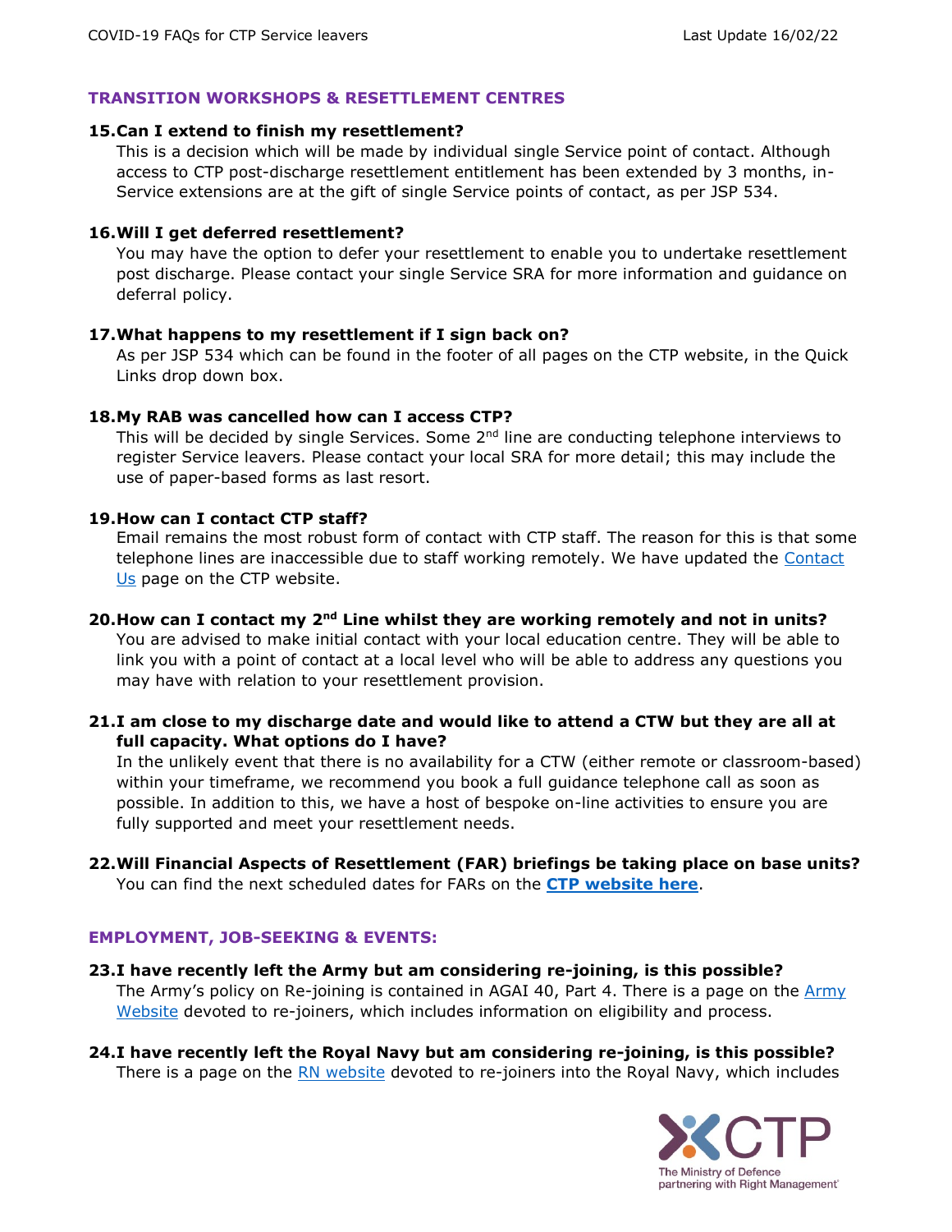## TRANSITION WORKSHOPS & RESETTLEMENT CENTRES

**15. Can I extend to finish my resettlement?**

This is a decision which will be made by individual single Service point of contact. Although access to CTP post-discharge resettlement entitlement has been extended by 3 months, in-Service extensions are at the gift of single Service points of contact, as per JSP 534.

**16. Will I get deferred resettlement?**

You may have the option to defer your resettlement to enable you to undertake resettlement post discharge. Please contact your single Service SRA for more information and guidance on deferral policy.

**17. What happens to my resettlement if I sign back on?**

As per JSP 534 which can be found in the footer of all pages on the CTP website, in the Quick Links drop down box.

**18. My RAB was cancelled how can I access CTP?**

This will be decided by single Services. Some 2nd line are conducting telephone interviews to register Service leavers. Please contact your local SRA for more detail; this may include the use of paper-based forms as last resort.

**19. How can I contact CTP staff?**

Email remains the most robust form of contact with CTP staff. The reason for this is that some telephone lines are inaccessible due to staff working remotely. We have updated the Contact Us page on the CTP website.

**20. How can I contact my 2nd Line whilst they are working remotely and not in units?**

You are advised to make initial contact with your local education centre. They will be able to link you with a point of contact at a local level who will be able to address any questions you may have with relation to your resettlement provision.

**21. I am close to my discharge date and would like to attend a CTW but they are all at full capacity. What options do I have?**

In the unlikely event that there is no availability for a CTW (either remote or classroom-based) within your timeframe, we recommend you book a full guidance telephone call as soon as possible. In addition to this, we have a host of bespoke on-line activities to ensure you are fully supported and meet your resettlement needs.

**22. Will Financial Aspects of Resettlement (FAR) briefings be taking place on base units?**

You can find the next scheduled dates for FARs on the **CTP website here**.

## EMPLOYMENT, JOB-SEEKING & EVENTS:

**23. I have recently left the Army but am considering re-joining, is this possible?**

The Army's policy on Re-joining is contained in AGAI 40, Part 4. There is a page on the Army Website devoted to re-joiners, which includes information on eligibility and process.

**24. I have recently left the Royal Navy but am considering re-joining, is this possible?**

There is a page on the RN website devoted to re-joiners into the Royal Navy, which includes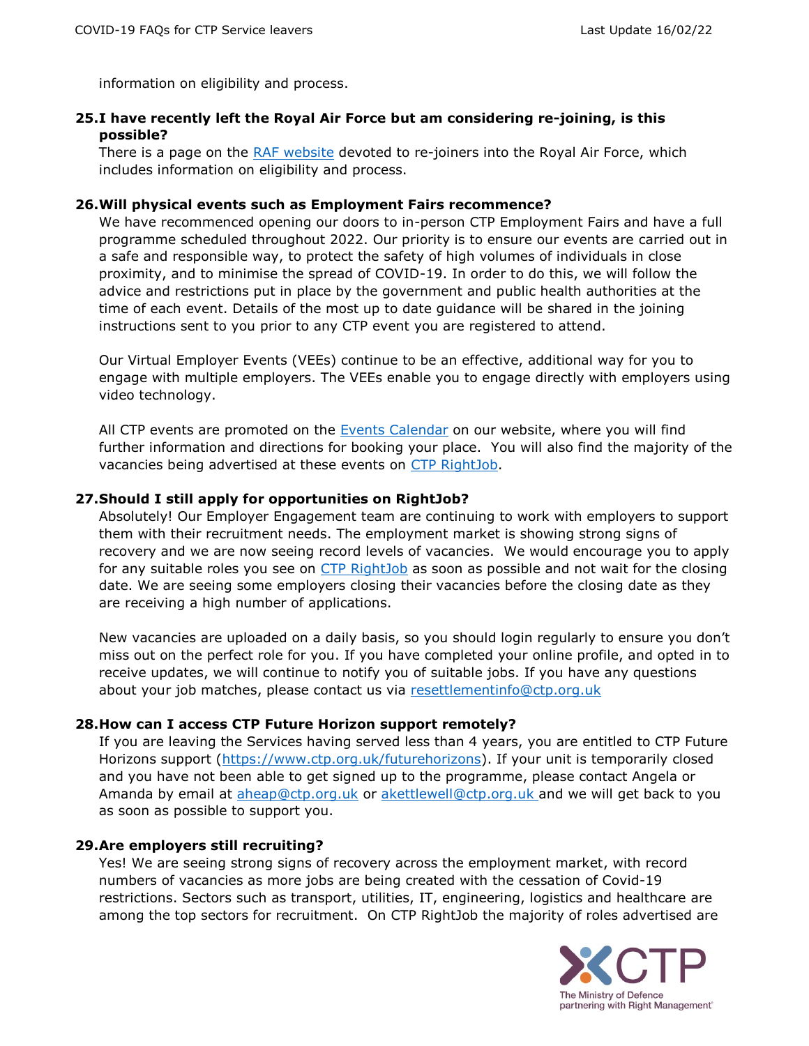information on eligibility and process.

**25. I have recently left the Royal Air Force but am considering re-joining, is this possible?**

There is a page on the [RAF website] devoted to re-joiners into the Royal Air Force, which includes information on eligibility and process.

**26. Will physical events such as Employment Fairs recommence?**

We have recommenced opening our doors to in-person CTP Employment Fairs and have a full programme scheduled throughout 2022. Our priority is to ensure our events are carried out in a safe and responsible way, to protect the safety of high volumes of individuals in close proximity, and to minimise the spread of COVID-19. In order to do this, we will follow the advice and restrictions put in place by the government and public health authorities at the time of each event. Details of the most up to date guidance will be shared in the joining instructions sent to you prior to any CTP event you are registered to attend.

Our Virtual Employer Events (VEEs) continue to be an effective, additional way for you to engage with multiple employers. The VEEs enable you to engage directly with employers using video technology.

All CTP events are promoted on the Events Calendar on our website, where you will find further information and directions for booking your place. You will also find the majority of the vacancies being advertised at these events on CTP RightJob.

**27. Should I still apply for opportunities on RightJob?**

Absolutely! Our Employer Engagement team are continuing to work with employers to support them with their recruitment needs. The employment market is showing strong signs of recovery and we are now seeing record levels of vacancies. We would encourage you to apply for any suitable roles you see on CTP RightJob as soon as possible and not wait for the closing date. We are seeing some employers closing their vacancies before the closing date as they are receiving a high number of applications.

New vacancies are uploaded on a daily basis, so you should login regularly to ensure you don't miss out on the perfect role for you. If you have completed your online profile, and opted in to receive updates, we will continue to notify you of suitable jobs. If you have any questions about your job matches, please contact us via resettlementinfo@ctp.org.uk

**28. How can I access CTP Future Horizon support remotely?**

If you are leaving the Services having served less than 4 years, you are entitled to CTP Future Horizons support (https://www.ctp.org.uk/futurehorizons). If your unit is temporarily closed and you have not been able to get signed up to the programme, please contact Angela or Amanda by email at aheap@ctp.org.uk or akettlewell@ctp.org.uk and we will get back to you as soon as possible to support you.

**29. Are employers still recruiting?**

Yes! We are seeing strong signs of recovery across the employment market, with record numbers of vacancies as more jobs are being created with the cessation of Covid-19 restrictions. Sectors such as transport, utilities, IT, engineering, logistics and healthcare are among the top sectors for recruitment. On CTP RightJob the majority of roles advertised are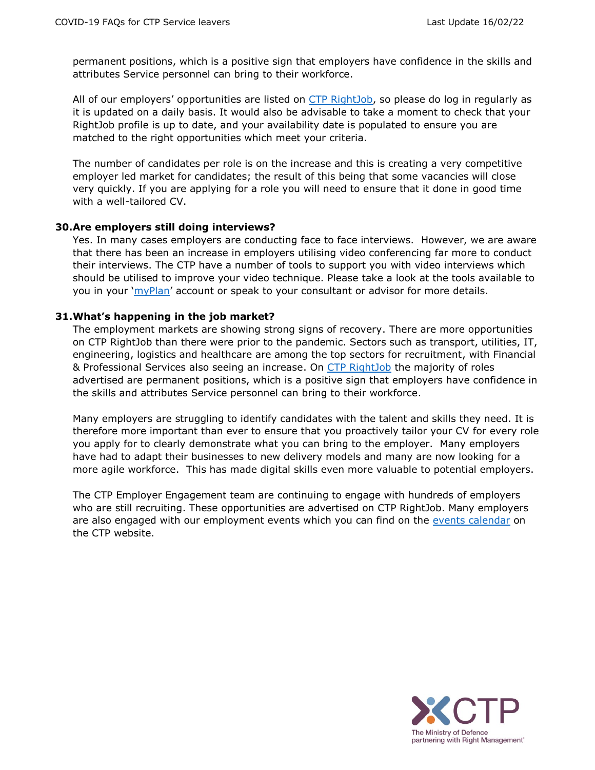permanent positions, which is a positive sign that employers have confidence in the skills and attributes Service personnel can bring to their workforce.

All of our employers' opportunities are listed on CTP RightJob, so please do log in regularly as it is updated on a daily basis. It would also be advisable to take a moment to check that your RightJob profile is up to date, and your availability date is populated to ensure you are matched to the right opportunities which meet your criteria.

The number of candidates per role is on the increase and this is creating a very competitive employer led market for candidates; the result of this being that some vacancies will close very quickly. If you are applying for a role you will need to ensure that it done in good time with a well-tailored CV.

**30. Are employers still doing interviews?**

Yes. In many cases employers are conducting face to face interviews. However, we are aware that there has been an increase in employers utilising video conferencing far more to conduct their interviews. The CTP have a number of tools to support you with video interviews which should be utilised to improve your video technique. Please take a look at the tools available to you in your 'myPlan' account or speak to your consultant or advisor for more details.

**31. What's happening in the job market?**

The employment markets are showing strong signs of recovery. There are more opportunities on CTP RightJob than there were prior to the pandemic. Sectors such as transport, utilities, IT, engineering, logistics and healthcare are among the top sectors for recruitment, with Financial & Professional Services also seeing an increase. On CTP RightJob the majority of roles advertised are permanent positions, which is a positive sign that employers have confidence in the skills and attributes Service personnel can bring to their workforce.

Many employers are struggling to identify candidates with the talent and skills they need. It is therefore more important than ever to ensure that you proactively tailor your CV for every role you apply for to clearly demonstrate what you can bring to the employer. Many employers have had to adapt their businesses to new delivery models and many are now looking for a more agile workforce. This has made digital skills even more valuable to potential employers.

The CTP Employer Engagement team are continuing to engage with hundreds of employers who are still recruiting. These opportunities are advertised on CTP RightJob. Many employers are also engaged with our employment events which you can find on the events calendar on the CTP website.